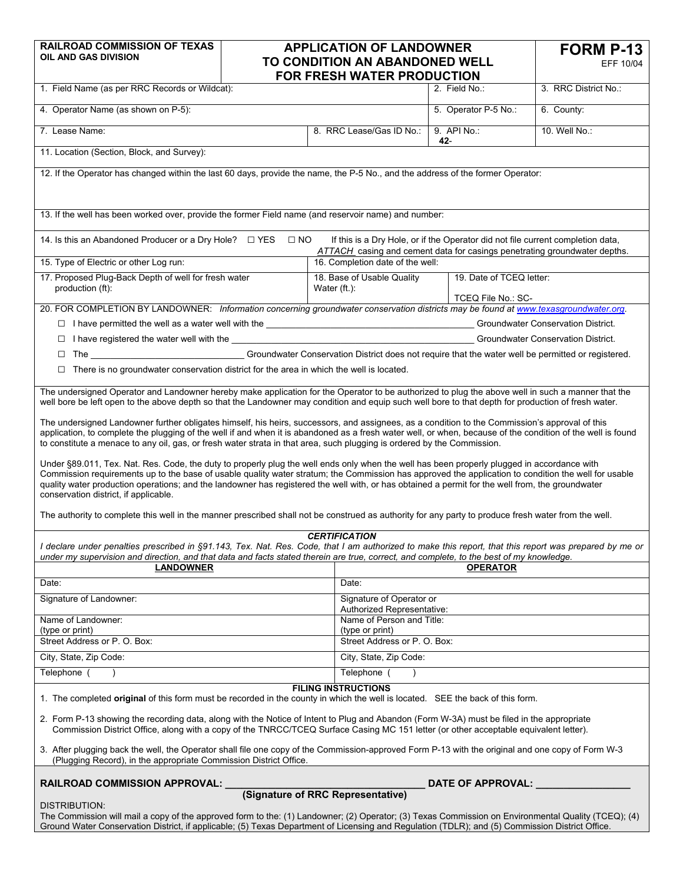**RAILROAD COMMISSION OF TEXAS**
**OIL AND GAS DIVISION**

# APPLICATION OF LANDOWNER TO CONDITION AN ABANDONED WELL FOR FRESH WATER PRODUCTION

**FORM P-13**
EFF 10/04

| 1. Field Name (as per RRC Records or Wildcat): | | 2. Field No.: | 3. RRC District No.: |
|---|---|---|---|
| 4. Operator Name (as shown on P-5): | | 5. Operator P-5 No.: | 6. County: |
| 7. Lease Name: | 8. RRC Lease/Gas ID No.: | 9. API No.: 42- | 10. Well No.: |

11. Location (Section, Block, and Survey):

12. If the Operator has changed within the last 60 days, provide the name, the P-5 No., and the address of the former Operator:

13. If the well has been worked over, provide the former Field name (and reservoir name) and number:

14. Is this an Abandoned Producer or a Dry Hole? ☐ YES ☐ NO If this is a Dry Hole, or if the Operator did not file current completion data, *ATTACH* casing and cement data for casings penetrating groundwater depths.

| 15. Type of Electric or other Log run: | 16. Completion date of the well: | |
|---|---|---|
| 17. Proposed Plug-Back Depth of well for fresh water production (ft): | 18. Base of Usable Quality Water (ft.): | 19. Date of TCEQ letter: TCEQ File No.: SC- |

20. FOR COMPLETION BY LANDOWNER: *Information concerning groundwater conservation districts may be found at www.texasgroundwater.org.*

- ☐ I have permitted the well as a water well with the ______________________ Groundwater Conservation District.
- ☐ I have registered the water well with the ______________________ Groundwater Conservation District.
- ☐ The ______________________ Groundwater Conservation District does not require that the water well be permitted or registered.
- ☐ There is no groundwater conservation district for the area in which the well is located.

The undersigned Operator and Landowner hereby make application for the Operator to be authorized to plug the above well in such a manner that the well bore be left open to the above depth so that the Landowner may condition and equip such well bore to that depth for production of fresh water.

The undersigned Landowner further obligates himself, his heirs, successors, and assignees, as a condition to the Commission's approval of this application, to complete the plugging of the well if and when it is abandoned as a fresh water well, or when, because of the condition of the well is found to constitute a menace to any oil, gas, or fresh water strata in that area, such plugging is ordered by the Commission.

Under §89.011, Tex. Nat. Res. Code, the duty to properly plug the well ends only when the well has been properly plugged in accordance with Commission requirements up to the base of usable quality water stratum; the Commission has approved the application to condition the well for usable quality water production operations; and the landowner has registered the well with, or has obtained a permit for the well from, the groundwater conservation district, if applicable.

The authority to complete this well in the manner prescribed shall not be construed as authority for any party to produce fresh water from the well.

***CERTIFICATION***

*I declare under penalties prescribed in §91.143, Tex. Nat. Res. Code, that I am authorized to make this report, that this report was prepared by me or under my supervision and direction, and that data and facts stated therein are true, correct, and complete, to the best of my knowledge.*

| **LANDOWNER** | **OPERATOR** |
|---|---|
| Date: | Date: |
| Signature of Landowner: | Signature of Operator or Authorized Representative: |
| Name of Landowner: (type or print) | Name of Person and Title: (type or print) |
| Street Address or P. O. Box: | Street Address or P. O. Box: |
| City, State, Zip Code: | City, State, Zip Code: |
| Telephone (    ) | Telephone (    ) |

**FILING INSTRUCTIONS**

1. The completed **original** of this form must be recorded in the county in which the well is located. SEE the back of this form.
2. Form P-13 showing the recording data, along with the Notice of Intent to Plug and Abandon (Form W-3A) must be filed in the appropriate Commission District Office, along with a copy of the TNRCC/TCEQ Surface Casing MC 151 letter (or other acceptable equivalent letter).
3. After plugging back the well, the Operator shall file one copy of the Commission-approved Form P-13 with the original and one copy of Form W-3 (Plugging Record), in the appropriate Commission District Office.

**RAILROAD COMMISSION APPROVAL:** ______________________ **DATE OF APPROVAL:** ____________
**(Signature of RRC Representative)**

DISTRIBUTION:
The Commission will mail a copy of the approved form to the: (1) Landowner; (2) Operator; (3) Texas Commission on Environmental Quality (TCEQ); (4) Ground Water Conservation District, if applicable; (5) Texas Department of Licensing and Regulation (TDLR); and (5) Commission District Office.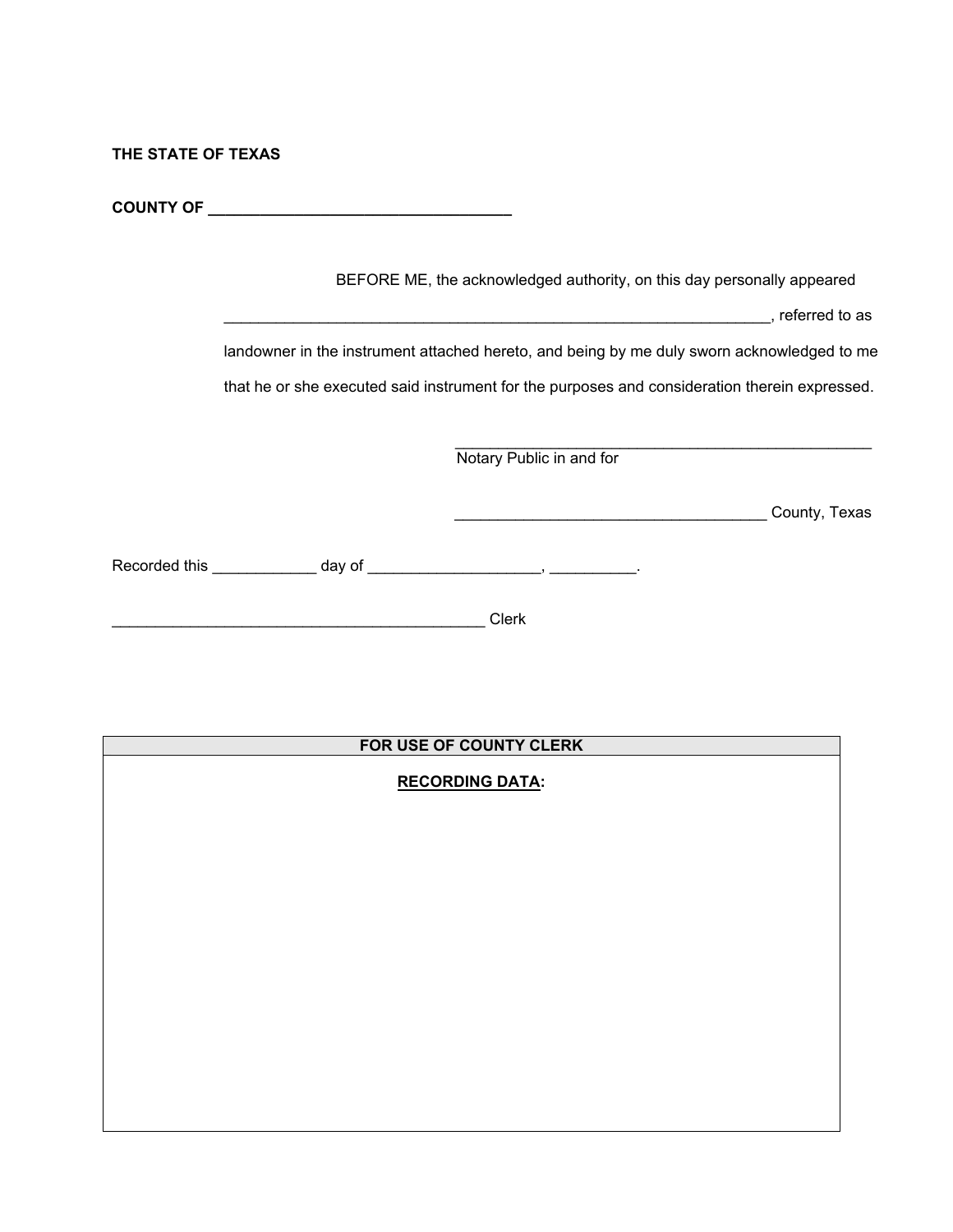**THE STATE OF TEXAS**

**COUNTY OF ___________________________________**

BEFORE ME, the acknowledged authority, on this day personally appeared _______________________________________________________________, referred to as landowner in the instrument attached hereto, and being by me duly sworn acknowledged to me that he or she executed said instrument for the purposes and consideration therein expressed.

________________________________________________
Notary Public in and for

____________________________________ County, Texas

Recorded this ____________ day of ___________________, __________.

___________________________________________ Clerk

| **FOR USE OF COUNTY CLERK** |
|---|
| **RECORDING DATA:** |